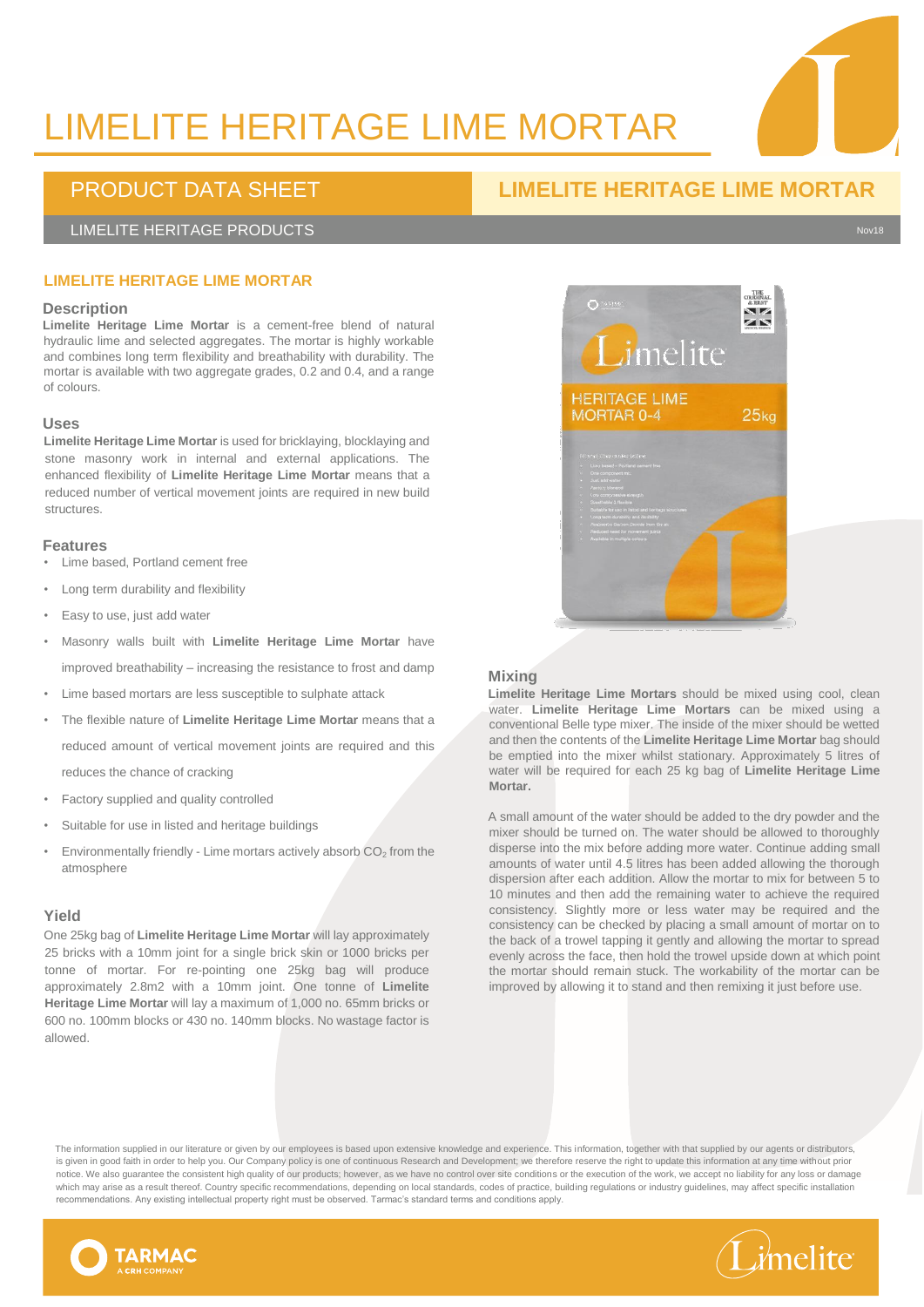# LIMELITE HERITAGE LIME MORTAR

PRODUCT DATA SHEET

**LIMELITE HERITAGE LIME MORTAR**

LIMELITE HERITAGE PRODUCTS

Nov18

## LIMELITE HERITAGE LIME MORTAR

### Description

**Limelite Heritage Lime Mortar** is a cement-free blend of natural hydraulic lime and selected aggregates. The mortar is highly workable and combines long term flexibility and breathability with durability. The mortar is available with two aggregate grades, 0.2 and 0.4, and a range of colours.

### Uses

**Limelite Heritage Lime Mortar** is used for bricklaying, blocklaying and stone masonry work in internal and external applications. The enhanced flexibility of **Limelite Heritage Lime Mortar** means that a reduced number of vertical movement joints are required in new build structures.

### Features

- Lime based, Portland cement free
- Long term durability and flexibility
- Easy to use, just add water
- Masonry walls built with **Limelite Heritage Lime Mortar** have improved breathability – increasing the resistance to frost and damp
- Lime based mortars are less susceptible to sulphate attack
- The flexible nature of **Limelite Heritage Lime Mortar** means that a reduced amount of vertical movement joints are required and this reduces the chance of cracking
- Factory supplied and quality controlled
- Suitable for use in listed and heritage buildings
- Environmentally friendly - Lime mortars actively absorb $CO_2$ from the atmosphere

### Yield

One 25kg bag of **Limelite Heritage Lime Mortar** will lay approximately 25 bricks with a 10mm joint for a single brick skin or 1000 bricks per tonne of mortar. For re-pointing one 25kg bag will produce approximately 2.8m2 with a 10mm joint. One tonne of **Limelite Heritage Lime Mortar** will lay a maximum of 1,000 no. 65mm bricks or 600 no. 100mm blocks or 430 no. 140mm blocks. No wastage factor is allowed.

### Mixing

**Limelite Heritage Lime Mortars** should be mixed using cool, clean water. **Limelite Heritage Lime Mortars** can be mixed using a conventional Belle type mixer. The inside of the mixer should be wetted and then the contents of the **Limelite Heritage Lime Mortar** bag should be emptied into the mixer whilst stationary. Approximately 5 litres of water will be required for each 25 kg bag of **Limelite Heritage Lime Mortar.**

A small amount of the water should be added to the dry powder and the mixer should be turned on. The water should be allowed to thoroughly disperse into the mix before adding more water. Continue adding small amounts of water until 4.5 litres has been added allowing the thorough dispersion after each addition. Allow the mortar to mix for between 5 to 10 minutes and then add the remaining water to achieve the required consistency. Slightly more or less water may be required and the consistency can be checked by placing a small amount of mortar on to the back of a trowel tapping it gently and allowing the mortar to spread evenly across the face, then hold the trowel upside down at which point the mortar should remain stuck. The workability of the mortar can be improved by allowing it to stand and then remixing it just before use.

The information supplied in our literature or given by our employees is based upon extensive knowledge and experience. This information, together with that supplied by our agents or distributors, is given in good faith in order to help you. Our Company policy is one of continuous Research and Development; we therefore reserve the right to update this information at any time without prior notice. We also guarantee the consistent high quality of our products; however, as we have no control over site conditions or the execution of the work, we accept no liability for any loss or damage which may arise as a result thereof. Country specific recommendations, depending on local standards, codes of practice, building regulations or industry guidelines, may affect specific installation recommendations. Any existing intellectual property right must be observed. Tarmac's standard terms and conditions apply.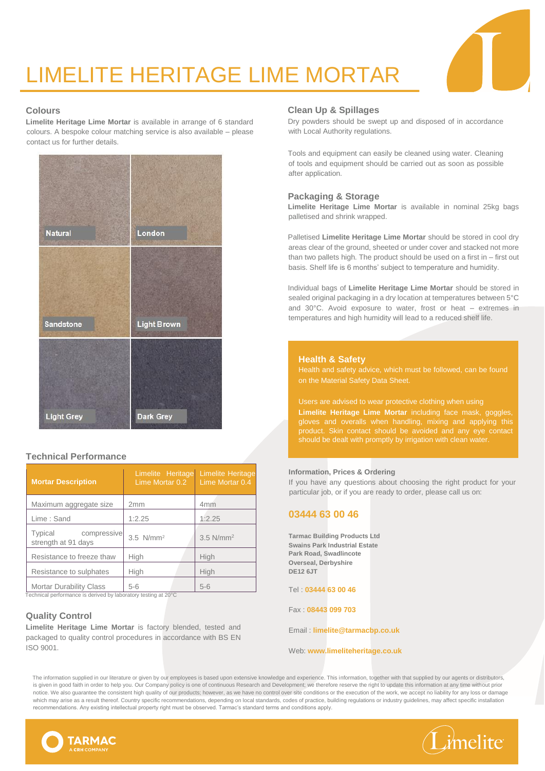# LIMELITE HERITAGE LIME MORTAR

## Colours

**Limelite Heritage Lime Mortar** is available in arrange of 6 standard colours. A bespoke colour matching service is also available – please contact us for further details.

Natural
London
Sandstone
Light Brown
Light Grey
Dark Grey

## Technical Performance

| Mortar Description | Limelite Heritage Lime Mortar 0.2 | Limelite Heritage Lime Mortar 0.4 |
|---|---|---|
| Maximum aggregate size | 2mm | 4mm |
| Lime : Sand | 1:2.25 | 1:2.25 |
| Typical compressive strength at 91 days | 3.5 N/mm² | 3.5 N/mm² |
| Resistance to freeze thaw | High | High |
| Resistance to sulphates | High | High |
| Mortar Durability Class | 5-6 | 5-6 |

Technical performance is derived by laboratory testing at 20°C

## Quality Control

**Limelite Heritage Lime Mortar** is factory blended, tested and packaged to quality control procedures in accordance with BS EN ISO 9001.

## Clean Up & Spillages

Dry powders should be swept up and disposed of in accordance with Local Authority regulations.

Tools and equipment can easily be cleaned using water. Cleaning of tools and equipment should be carried out as soon as possible after application.

## Packaging & Storage

**Limelite Heritage Lime Mortar** is available in nominal 25kg bags palletised and shrink wrapped.

Palletised **Limelite Heritage Lime Mortar** should be stored in cool dry areas clear of the ground, sheeted or under cover and stacked not more than two pallets high. The product should be used on a first in – first out basis. Shelf life is 6 months' subject to temperature and humidity.

Individual bags of **Limelite Heritage Lime Mortar** should be stored in sealed original packaging in a dry location at temperatures between 5°C and 30°C. Avoid exposure to water, frost or heat – extremes in temperatures and high humidity will lead to a reduced shelf life.

## Health & Safety

Health and safety advice, which must be followed, can be found on the Material Safety Data Sheet.

Users are advised to wear protective clothing when using **Limelite Heritage Lime Mortar** including face mask, goggles, gloves and overalls when handling, mixing and applying this product. Skin contact should be avoided and any eye contact should be dealt with promptly by irrigation with clean water.

### Information, Prices & Ordering

If you have any questions about choosing the right product for your particular job, or if you are ready to order, please call us on:

## 03444 63 00 46

**Tarmac Building Products Ltd**
**Swains Park Industrial Estate**
**Park Road, Swadlincote**
**Overseal, Derbyshire**
**DE12 6JT**

Tel : **03444 63 00 46**

Fax : **08443 099 703**

Email : **limelite@tarmacbp.co.uk**

Web: **www.limeliteheritage.co.uk**

The information supplied in our literature or given by our employees is based upon extensive knowledge and experience. This information, together with that supplied by our agents or distributors, is given in good faith in order to help you. Our Company policy is one of continuous Research and Development; we therefore reserve the right to update this information at any time without prior notice. We also guarantee the consistent high quality of our products; however, as we have no control over site conditions or the execution of the work, we accept no liability for any loss or damage which may arise as a result thereof. Country specific recommendations, depending on local standards, codes of practice, building regulations or industry guidelines, may affect specific installation recommendations. Any existing intellectual property right must be observed. Tarmac's standard terms and conditions apply.

TARMAC A CRH COMPANY

Limelite